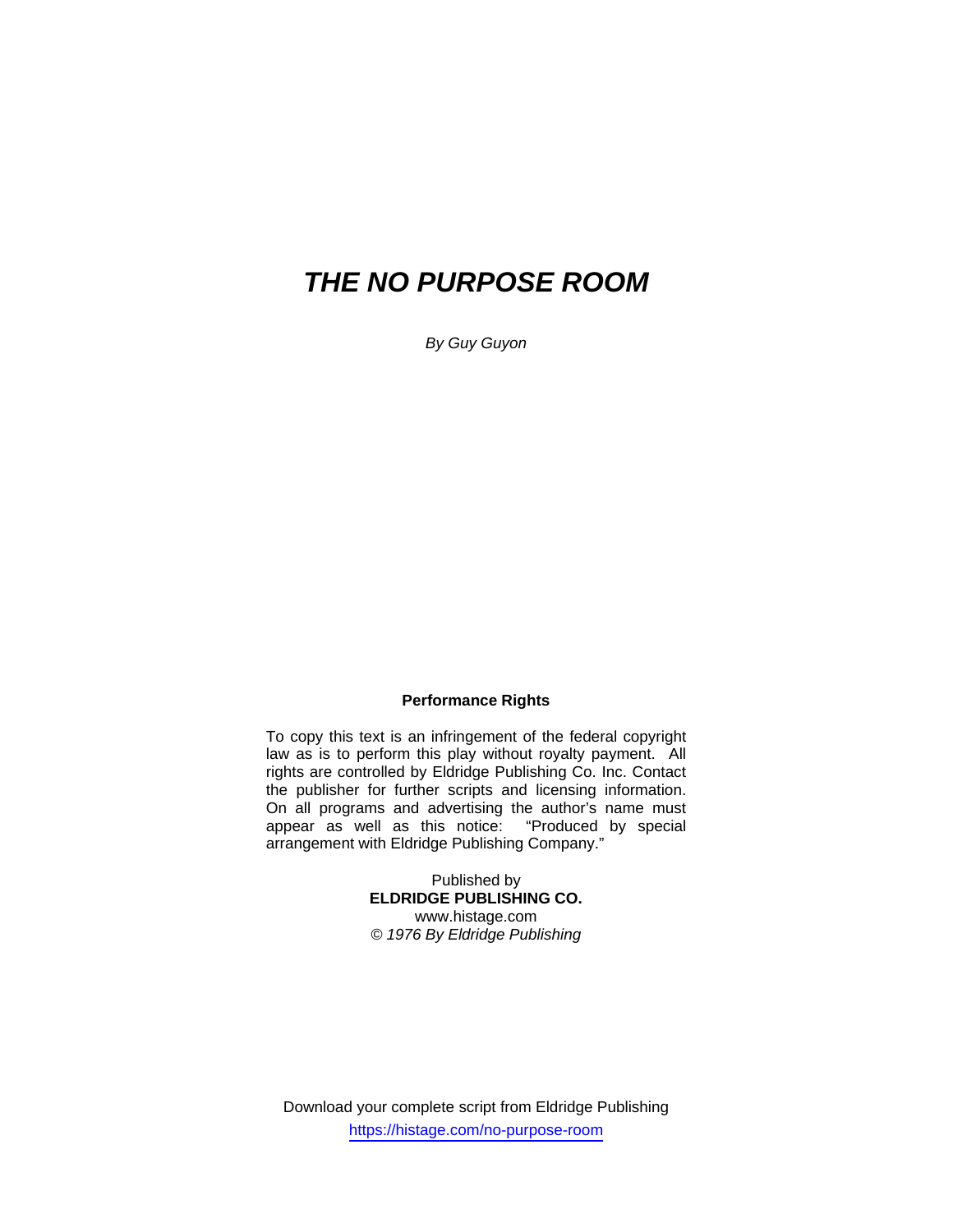# *THE NO PURPOSE ROOM*

*By Guy Guyon*

**Performance Rights**

To copy this text is an infringement of the federal copyright law as is to perform this play without royalty payment. All rights are controlled by Eldridge Publishing Co. Inc. Contact the publisher for further scripts and licensing information. On all programs and advertising the author's name must appear as well as this notice: "Produced by special arrangement with Eldridge Publishing Company."

Published by
**ELDRIDGE PUBLISHING CO.**
www.histage.com
*© 1976 By Eldridge Publishing*

Download your complete script from Eldridge Publishing
https://histage.com/no-purpose-room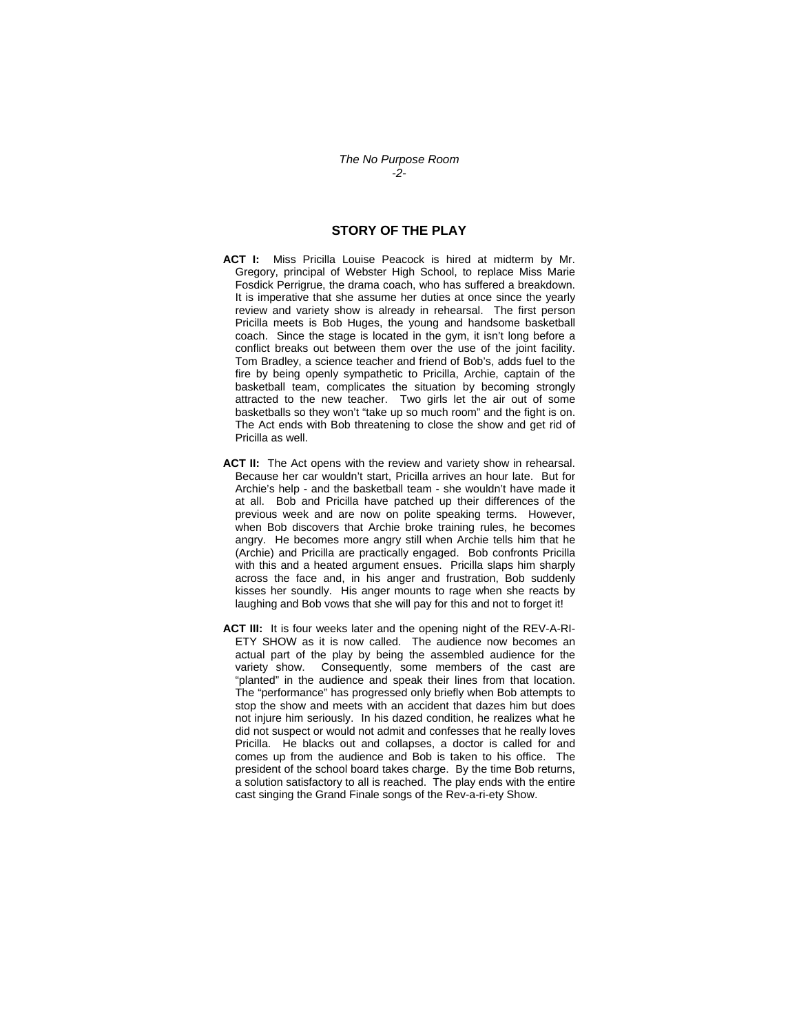## STORY OF THE PLAY

**ACT I:** Miss Pricilla Louise Peacock is hired at midterm by Mr. Gregory, principal of Webster High School, to replace Miss Marie Fosdick Perrigrue, the drama coach, who has suffered a breakdown. It is imperative that she assume her duties at once since the yearly review and variety show is already in rehearsal. The first person Pricilla meets is Bob Huges, the young and handsome basketball coach. Since the stage is located in the gym, it isn't long before a conflict breaks out between them over the use of the joint facility. Tom Bradley, a science teacher and friend of Bob's, adds fuel to the fire by being openly sympathetic to Pricilla, Archie, captain of the basketball team, complicates the situation by becoming strongly attracted to the new teacher. Two girls let the air out of some basketballs so they won't "take up so much room" and the fight is on. The Act ends with Bob threatening to close the show and get rid of Pricilla as well.

**ACT II:** The Act opens with the review and variety show in rehearsal. Because her car wouldn't start, Pricilla arrives an hour late. But for Archie's help - and the basketball team - she wouldn't have made it at all. Bob and Pricilla have patched up their differences of the previous week and are now on polite speaking terms. However, when Bob discovers that Archie broke training rules, he becomes angry. He becomes more angry still when Archie tells him that he (Archie) and Pricilla are practically engaged. Bob confronts Pricilla with this and a heated argument ensues. Pricilla slaps him sharply across the face and, in his anger and frustration, Bob suddenly kisses her soundly. His anger mounts to rage when she reacts by laughing and Bob vows that she will pay for this and not to forget it!

**ACT III:** It is four weeks later and the opening night of the REV-A-RI-ETY SHOW as it is now called. The audience now becomes an actual part of the play by being the assembled audience for the variety show. Consequently, some members of the cast are "planted" in the audience and speak their lines from that location. The "performance" has progressed only briefly when Bob attempts to stop the show and meets with an accident that dazes him but does not injure him seriously. In his dazed condition, he realizes what he did not suspect or would not admit and confesses that he really loves Pricilla. He blacks out and collapses, a doctor is called for and comes up from the audience and Bob is taken to his office. The president of the school board takes charge. By the time Bob returns, a solution satisfactory to all is reached. The play ends with the entire cast singing the Grand Finale songs of the Rev-a-ri-ety Show.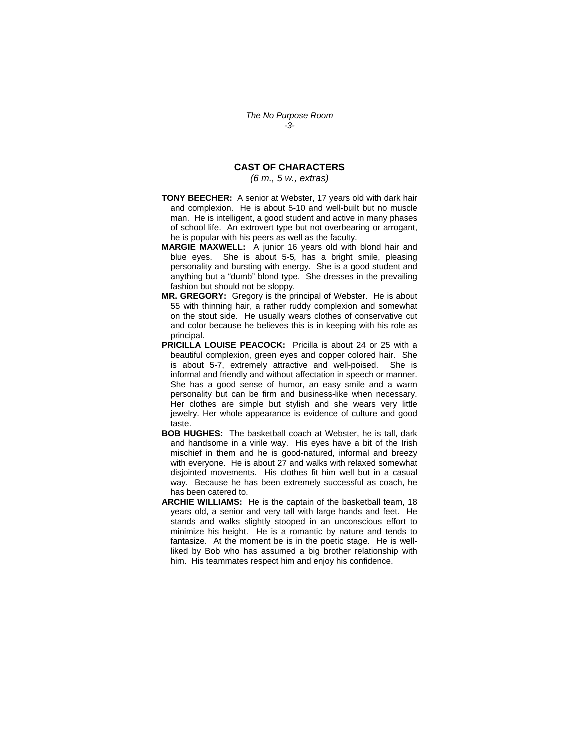## CAST OF CHARACTERS

*(6 m., 5 w., extras)*

**TONY BEECHER:** A senior at Webster, 17 years old with dark hair and complexion. He is about 5-10 and well-built but no muscle man. He is intelligent, a good student and active in many phases of school life. An extrovert type but not overbearing or arrogant, he is popular with his peers as well as the faculty.

**MARGIE MAXWELL:** A junior 16 years old with blond hair and blue eyes. She is about 5-5, has a bright smile, pleasing personality and bursting with energy. She is a good student and anything but a "dumb" blond type. She dresses in the prevailing fashion but should not be sloppy.

**MR. GREGORY:** Gregory is the principal of Webster. He is about 55 with thinning hair, a rather ruddy complexion and somewhat on the stout side. He usually wears clothes of conservative cut and color because he believes this is in keeping with his role as principal.

**PRICILLA LOUISE PEACOCK:** Pricilla is about 24 or 25 with a beautiful complexion, green eyes and copper colored hair. She is about 5-7, extremely attractive and well-poised. She is informal and friendly and without affectation in speech or manner. She has a good sense of humor, an easy smile and a warm personality but can be firm and business-like when necessary. Her clothes are simple but stylish and she wears very little jewelry. Her whole appearance is evidence of culture and good taste.

**BOB HUGHES:** The basketball coach at Webster, he is tall, dark and handsome in a virile way. His eyes have a bit of the Irish mischief in them and he is good-natured, informal and breezy with everyone. He is about 27 and walks with relaxed somewhat disjointed movements. His clothes fit him well but in a casual way. Because he has been extremely successful as coach, he has been catered to.

**ARCHIE WILLIAMS:** He is the captain of the basketball team, 18 years old, a senior and very tall with large hands and feet. He stands and walks slightly stooped in an unconscious effort to minimize his height. He is a romantic by nature and tends to fantasize. At the moment be is in the poetic stage. He is well-liked by Bob who has assumed a big brother relationship with him. His teammates respect him and enjoy his confidence.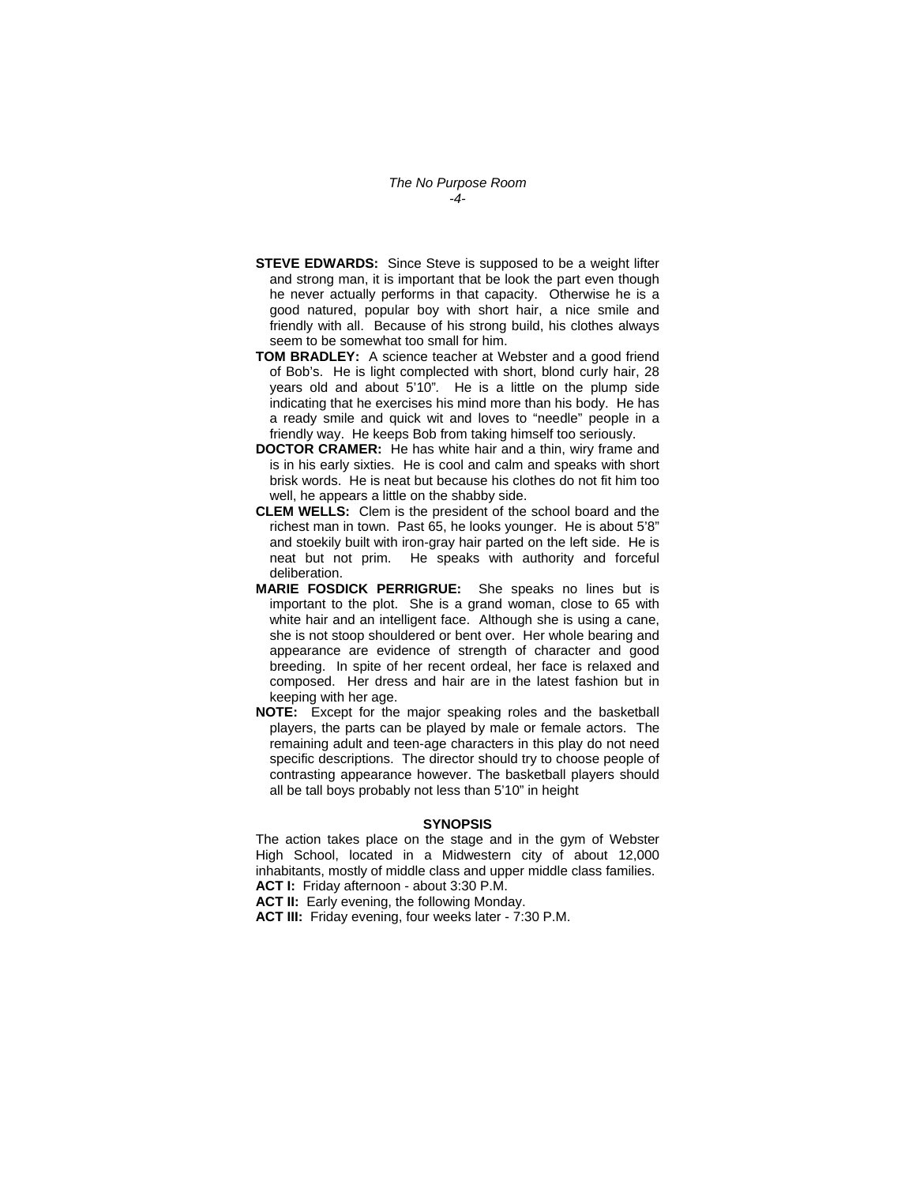**STEVE EDWARDS:** Since Steve is supposed to be a weight lifter and strong man, it is important that be look the part even though he never actually performs in that capacity. Otherwise he is a good natured, popular boy with short hair, a nice smile and friendly with all. Because of his strong build, his clothes always seem to be somewhat too small for him.

**TOM BRADLEY:** A science teacher at Webster and a good friend of Bob's. He is light complected with short, blond curly hair, 28 years old and about 5'10". He is a little on the plump side indicating that he exercises his mind more than his body. He has a ready smile and quick wit and loves to "needle" people in a friendly way. He keeps Bob from taking himself too seriously.

**DOCTOR CRAMER:** He has white hair and a thin, wiry frame and is in his early sixties. He is cool and calm and speaks with short brisk words. He is neat but because his clothes do not fit him too well, he appears a little on the shabby side.

**CLEM WELLS:** Clem is the president of the school board and the richest man in town. Past 65, he looks younger. He is about 5'8" and stoekily built with iron-gray hair parted on the left side. He is neat but not prim. He speaks with authority and forceful deliberation.

**MARIE FOSDICK PERRIGRUE:** She speaks no lines but is important to the plot. She is a grand woman, close to 65 with white hair and an intelligent face. Although she is using a cane, she is not stoop shouldered or bent over. Her whole bearing and appearance are evidence of strength of character and good breeding. In spite of her recent ordeal, her face is relaxed and composed. Her dress and hair are in the latest fashion but in keeping with her age.

**NOTE:** Except for the major speaking roles and the basketball players, the parts can be played by male or female actors. The remaining adult and teen-age characters in this play do not need specific descriptions. The director should try to choose people of contrasting appearance however. The basketball players should all be tall boys probably not less than 5'10" in height

## SYNOPSIS

The action takes place on the stage and in the gym of Webster High School, located in a Midwestern city of about 12,000 inhabitants, mostly of middle class and upper middle class families.

**ACT I:** Friday afternoon - about 3:30 P.M.

**ACT II:** Early evening, the following Monday.

**ACT III:** Friday evening, four weeks later - 7:30 P.M.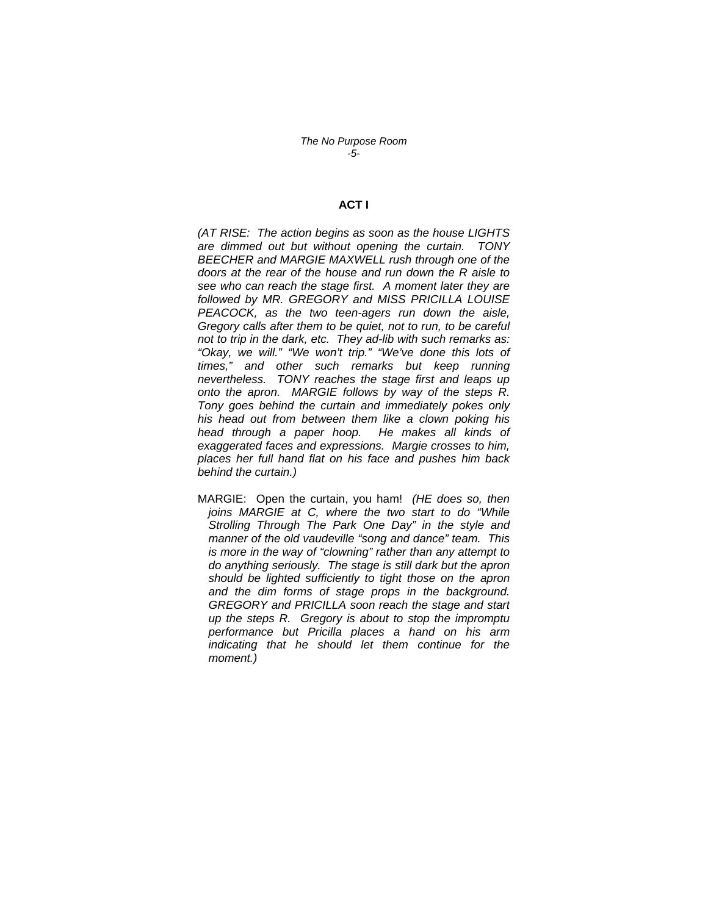## ACT I

*(AT RISE: The action begins as soon as the house LIGHTS are dimmed out but without opening the curtain. TONY BEECHER and MARGIE MAXWELL rush through one of the doors at the rear of the house and run down the R aisle to see who can reach the stage first. A moment later they are followed by MR. GREGORY and MISS PRICILLA LOUISE PEACOCK, as the two teen-agers run down the aisle, Gregory calls after them to be quiet, not to run, to be careful not to trip in the dark, etc. They ad-lib with such remarks as: "Okay, we will." "We won't trip." "We've done this lots of times," and other such remarks but keep running nevertheless. TONY reaches the stage first and leaps up onto the apron. MARGIE follows by way of the steps R. Tony goes behind the curtain and immediately pokes only his head out from between them like a clown poking his head through a paper hoop. He makes all kinds of exaggerated faces and expressions. Margie crosses to him, places her full hand flat on his face and pushes him back behind the curtain.)*

MARGIE: Open the curtain, you ham! *(HE does so, then joins MARGIE at C, where the two start to do "While Strolling Through The Park One Day" in the style and manner of the old vaudeville "song and dance" team. This is more in the way of "clowning" rather than any attempt to do anything seriously. The stage is still dark but the apron should be lighted sufficiently to tight those on the apron and the dim forms of stage props in the background. GREGORY and PRICILLA soon reach the stage and start up the steps R. Gregory is about to stop the impromptu performance but Pricilla places a hand on his arm indicating that he should let them continue for the moment.)*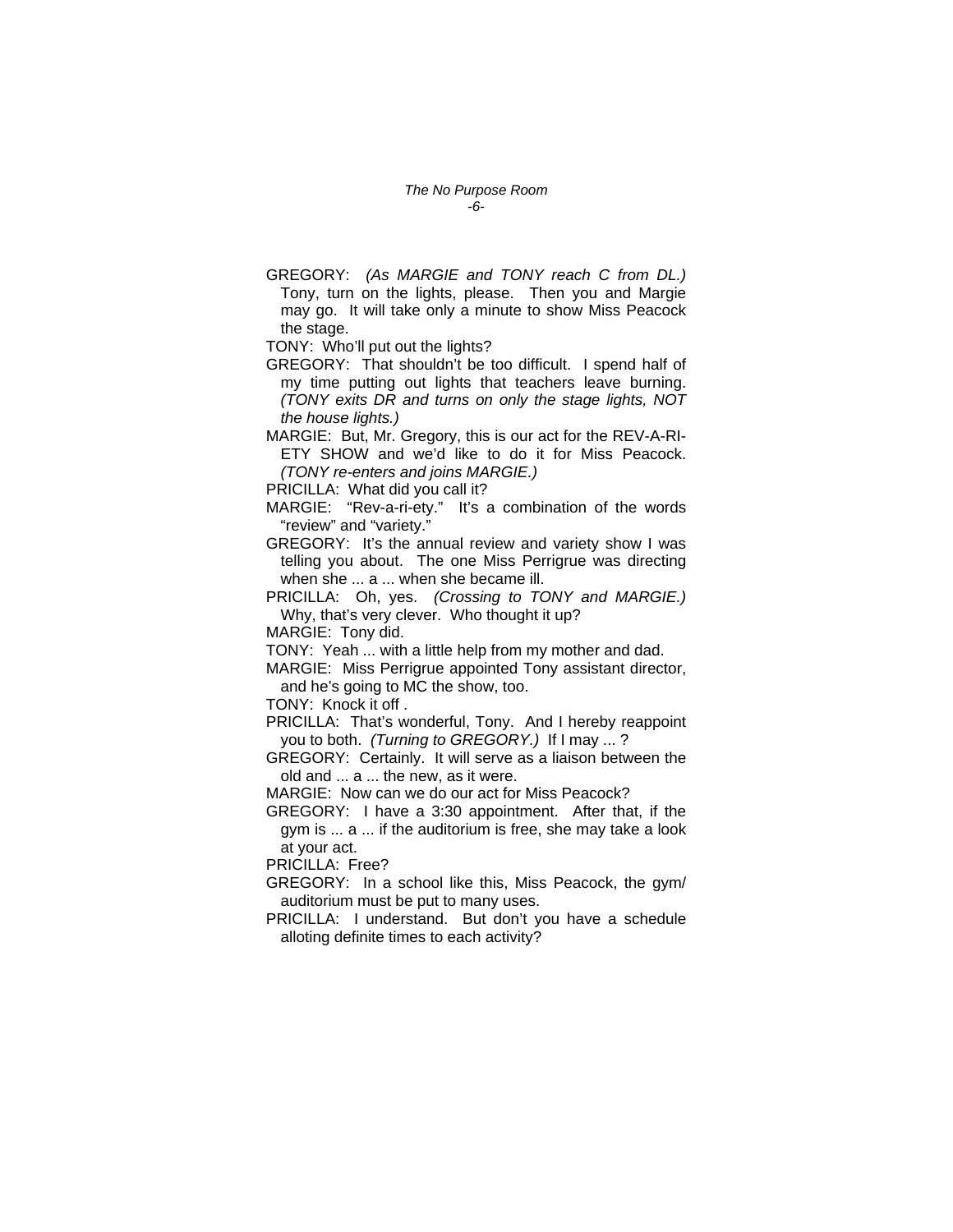GREGORY: *(As MARGIE and TONY reach C from DL.)* Tony, turn on the lights, please. Then you and Margie may go. It will take only a minute to show Miss Peacock the stage.

TONY: Who'll put out the lights?

GREGORY: That shouldn't be too difficult. I spend half of my time putting out lights that teachers leave burning. *(TONY exits DR and turns on only the stage lights, NOT the house lights.)*

MARGIE: But, Mr. Gregory, this is our act for the REV-A-RI-ETY SHOW and we'd like to do it for Miss Peacock. *(TONY re-enters and joins MARGIE.)*

PRICILLA: What did you call it?

MARGIE: "Rev-a-ri-ety." It's a combination of the words "review" and "variety."

GREGORY: It's the annual review and variety show I was telling you about. The one Miss Perrigrue was directing when she ... a ... when she became ill.

PRICILLA: Oh, yes. *(Crossing to TONY and MARGIE.)* Why, that's very clever. Who thought it up?

MARGIE: Tony did.

TONY: Yeah ... with a little help from my mother and dad.

MARGIE: Miss Perrigrue appointed Tony assistant director, and he's going to MC the show, too.

TONY: Knock it off .

PRICILLA: That's wonderful, Tony. And I hereby reappoint you to both. *(Turning to GREGORY.)* If I may ... ?

GREGORY: Certainly. It will serve as a liaison between the old and ... a ... the new, as it were.

MARGIE: Now can we do our act for Miss Peacock?

GREGORY: I have a 3:30 appointment. After that, if the gym is ... a ... if the auditorium is free, she may take a look at your act.

PRICILLA: Free?

GREGORY: In a school like this, Miss Peacock, the gym/ auditorium must be put to many uses.

PRICILLA: I understand. But don't you have a schedule alloting definite times to each activity?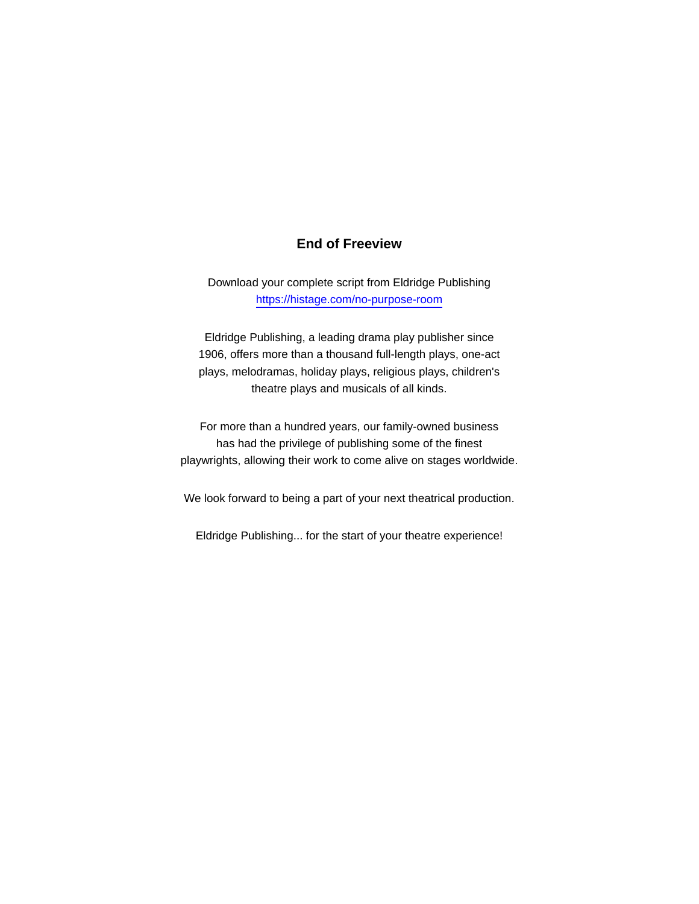**End of Freeview**

Download your complete script from Eldridge Publishing
[https://histage.com/no-purpose-room](https://histage.com/no-purpose-room)

Eldridge Publishing, a leading drama play publisher since 1906, offers more than a thousand full-length plays, one-act plays, melodramas, holiday plays, religious plays, children's theatre plays and musicals of all kinds.

For more than a hundred years, our family-owned business has had the privilege of publishing some of the finest playwrights, allowing their work to come alive on stages worldwide.

We look forward to being a part of your next theatrical production.

Eldridge Publishing... for the start of your theatre experience!